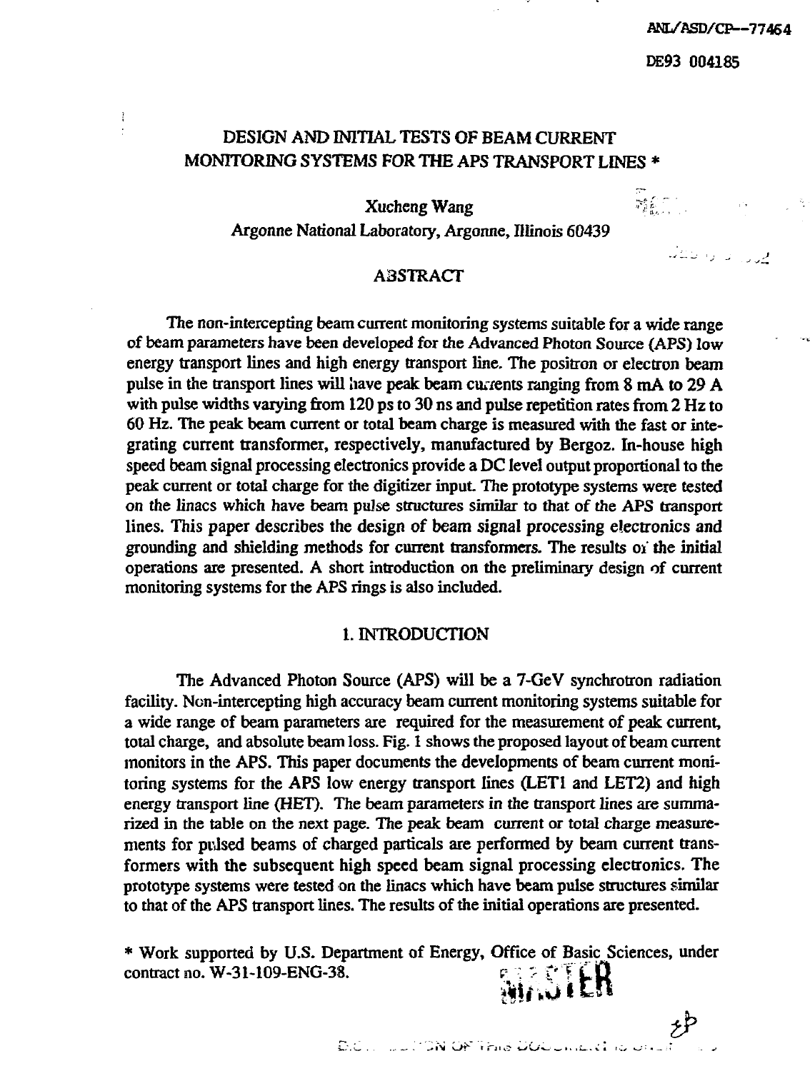ANL/ASD/CP--77464

DE93 004185

# DESIGN AND INITIAL TESTS OF BEAM CURRENT MONITORING SYSTEMS FOR THE APS TRANSPORT LINES *

Xucheng Wang

Argonne National Laboratory, Argonne, Illinois 60439

## ABSTRACT

The non-intercepting beam current monitoring systems suitable for a wide range of beam parameters have been developed for the Advanced Photon Source (APS) low energy transport lines and high energy transport line. The positron or electron beam pulse in the transport lines will have peak beam currents ranging from 8 mA to 29 A with pulse widths varying from 120 ps to 30 ns and pulse repetition rates from 2 Hz to 60 Hz. The peak beam current or total beam charge is measured with the fast or integrating current transformer, respectively, manufactured by Bergoz. In-house high speed beam signal processing electronics provide a DC level output proportional to the peak current or total charge for the digitizer input. The prototype systems were tested on the linacs which have beam pulse structures similar to that of the APS transport lines. This paper describes the design of beam signal processing electronics and grounding and shielding methods for current transformers. The results of the initial operations are presented. A short introduction on the preliminary design of current monitoring systems for the APS rings is also included.

## 1. INTRODUCTION

The Advanced Photon Source (APS) will be a 7-GeV synchrotron radiation facility. Non-intercepting high accuracy beam current monitoring systems suitable for a wide range of beam parameters are required for the measurement of peak current, total charge, and absolute beam loss. Fig. 1 shows the proposed layout of beam current monitors in the APS. This paper documents the developments of beam current monitoring systems for the APS low energy transport lines (LET1 and LET2) and high energy transport line (HET). The beam parameters in the transport lines are summarized in the table on the next page. The peak beam current or total charge measurements for pulsed beams of charged particals are performed by beam current transformers with the subsequent high speed beam signal processing electronics. The prototype systems were tested on the linacs which have beam pulse structures similar to that of the APS transport lines. The results of the initial operations are presented.

* Work supported by U.S. Department of Energy, Office of Basic Sciences, under contract no. W-31-109-ENG-38.

MASTER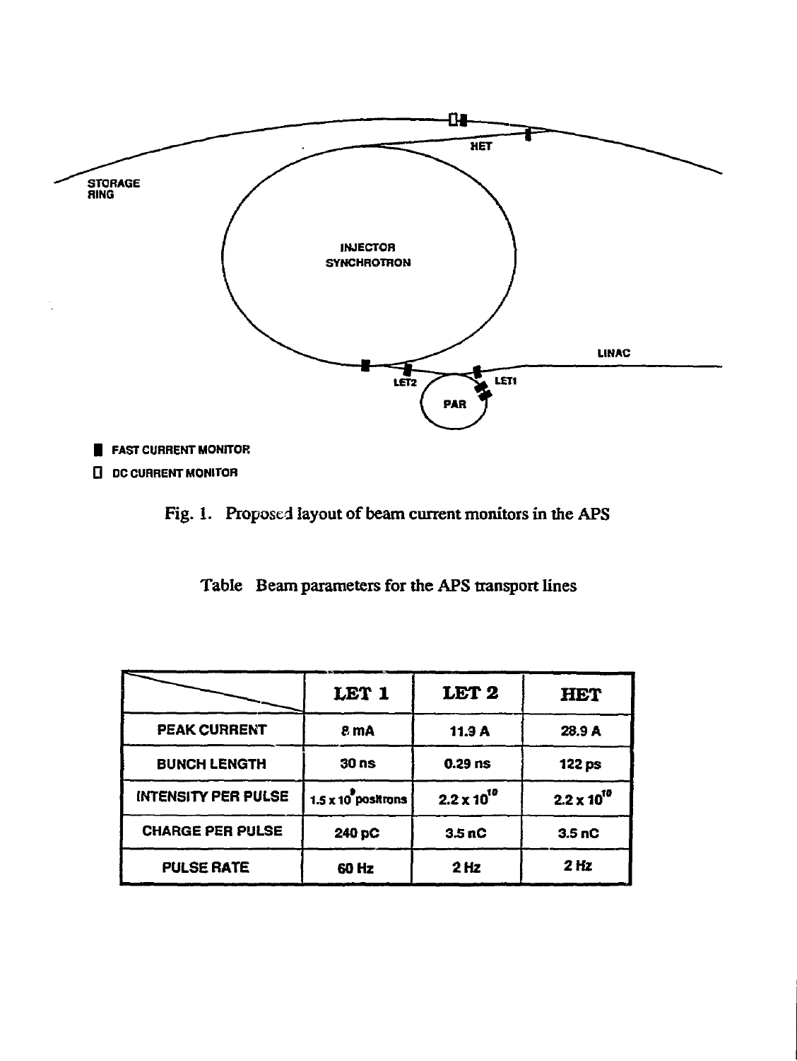STORAGE RING

HET

INJECTOR SYNCHROTRON

LINAC

LET2

LET1

PAR

FAST CURRENT MONITOR

DC CURRENT MONITOR

Fig. 1. Proposed layout of beam current monitors in the APS

Table Beam parameters for the APS transport lines

| | LET 1 | LET 2 | HET |
|---|---|---|---|
| PEAK CURRENT | 8 mA | 11.9 A | 28.9 A |
| BUNCH LENGTH | 30 ns | 0.29 ns | 122 ps |
| INTENSITY PER PULSE | $1.5 \times 10^{9}$ positrons | $2.2 \times 10^{10}$ | $2.2 \times 10^{10}$ |
| CHARGE PER PULSE | 240 pC | 3.5 nC | 3.5 nC |
| PULSE RATE | 60 Hz | 2 Hz | 2 Hz |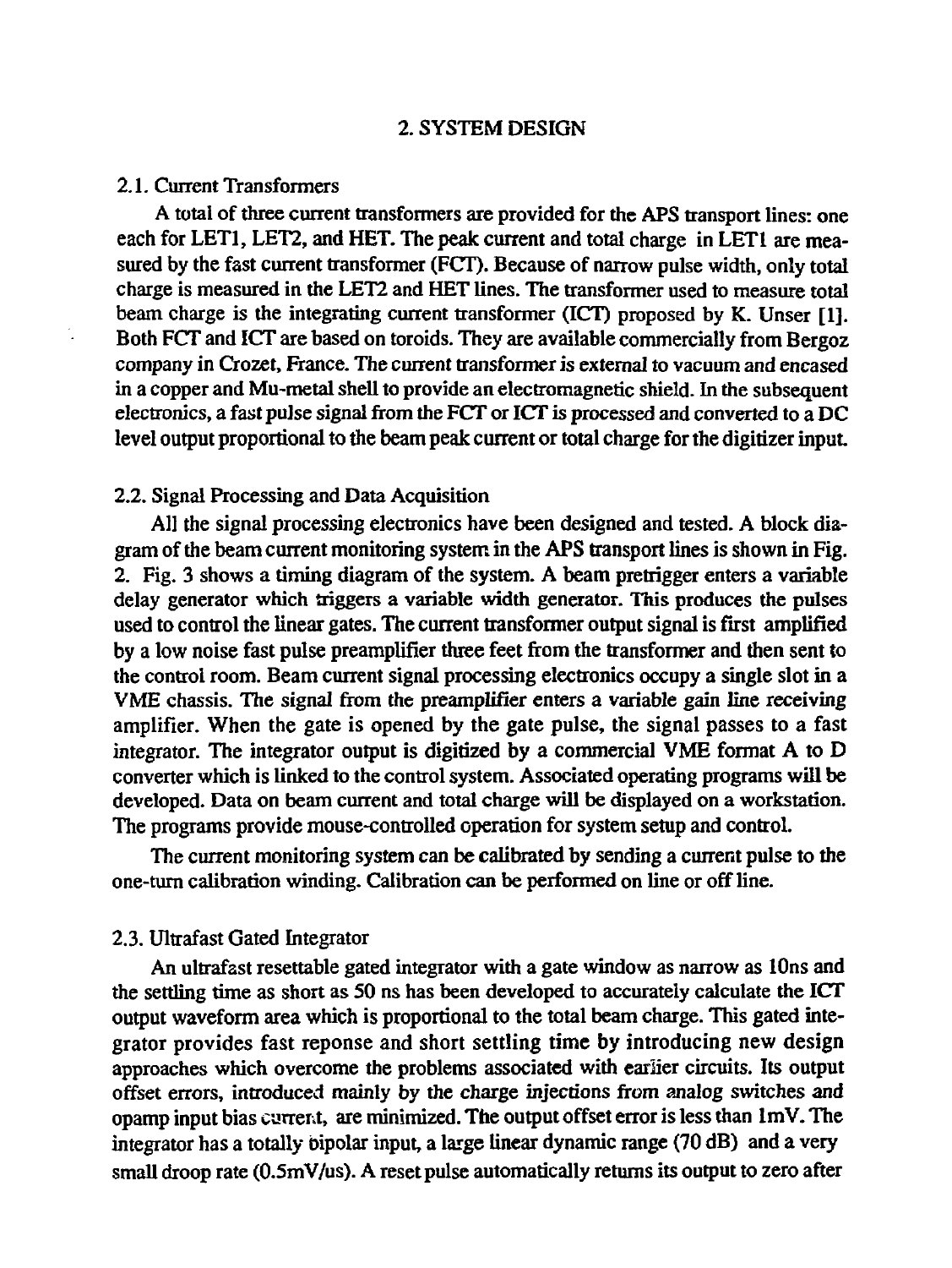## 2. SYSTEM DESIGN

### 2.1. Current Transformers

A total of three current transformers are provided for the APS transport lines: one each for LET1, LET2, and HET. The peak current and total charge in LET1 are measured by the fast current transformer (FCT). Because of narrow pulse width, only total charge is measured in the LET2 and HET lines. The transformer used to measure total beam charge is the integrating current transformer (ICT) proposed by K. Unser [1]. Both FCT and ICT are based on toroids. They are available commercially from Bergoz company in Crozet, France. The current transformer is external to vacuum and encased in a copper and Mu-metal shell to provide an electromagnetic shield. In the subsequent electronics, a fast pulse signal from the FCT or ICT is processed and converted to a DC level output proportional to the beam peak current or total charge for the digitizer input.

### 2.2. Signal Processing and Data Acquisition

All the signal processing electronics have been designed and tested. A block diagram of the beam current monitoring system in the APS transport lines is shown in Fig. 2. Fig. 3 shows a timing diagram of the system. A beam pretrigger enters a variable delay generator which triggers a variable width generator. This produces the pulses used to control the linear gates. The current transformer output signal is first amplified by a low noise fast pulse preamplifier three feet from the transformer and then sent to the control room. Beam current signal processing electronics occupy a single slot in a VME chassis. The signal from the preamplifier enters a variable gain line receiving amplifier. When the gate is opened by the gate pulse, the signal passes to a fast integrator. The integrator output is digitized by a commercial VME format A to D converter which is linked to the control system. Associated operating programs will be developed. Data on beam current and total charge will be displayed on a workstation. The programs provide mouse-controlled operation for system setup and control.

The current monitoring system can be calibrated by sending a current pulse to the one-turn calibration winding. Calibration can be performed on line or off line.

### 2.3. Ultrafast Gated Integrator

An ultrafast resettable gated integrator with a gate window as narrow as 10ns and the settling time as short as 50 ns has been developed to accurately calculate the ICT output waveform area which is proportional to the total beam charge. This gated integrator provides fast reponse and short settling time by introducing new design approaches which overcome the problems associated with earlier circuits. Its output offset errors, introduced mainly by the charge injections from analog switches and opamp input bias current, are minimized. The output offset error is less than 1mV. The integrator has a totally bipolar input, a large linear dynamic range (70 dB) and a very small droop rate (0.5mV/us). A reset pulse automatically returns its output to zero after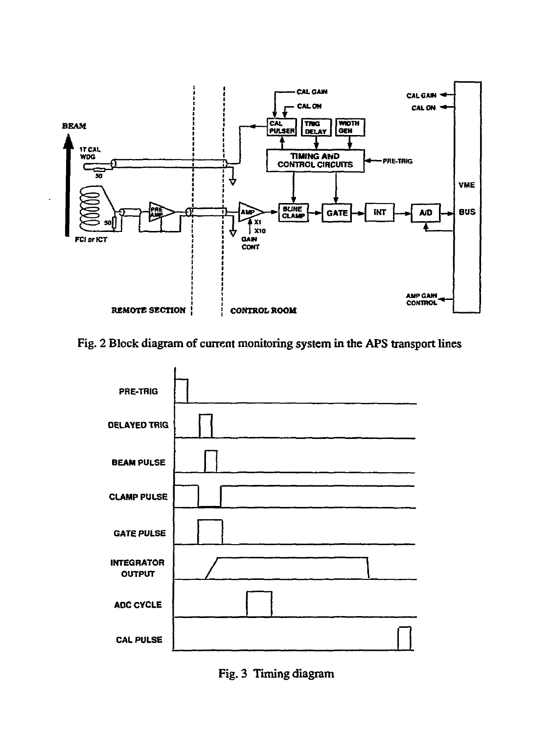Fig. 2 Block diagram of current monitoring system in the APS transport lines

Fig. 3 Timing diagram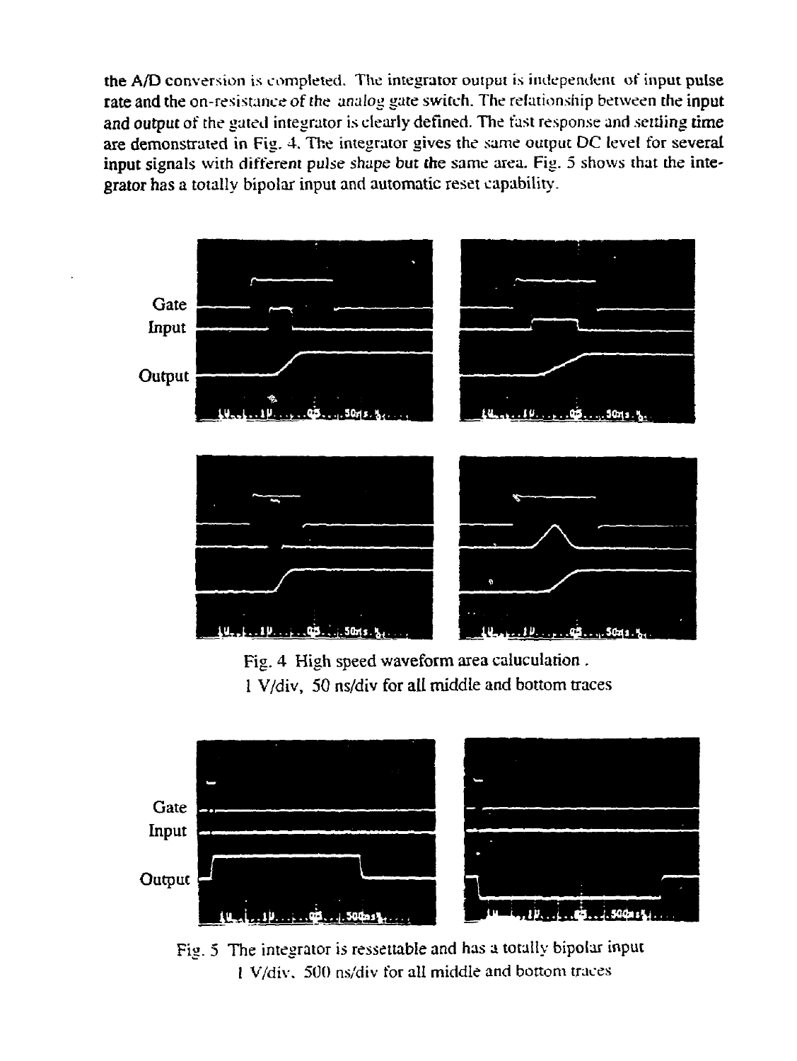the A/D conversion is completed. The integrator output is independent of input pulse rate and the on-resistance of the analog gate switch. The relationship between the input and output of the gated integrator is clearly defined. The fast response and settling time are demonstrated in Fig. 4. The integrator gives the same output DC level for several input signals with different pulse shape but the same area. Fig. 5 shows that the integrator has a totally bipolar input and automatic reset capability.

Gate
Input
Output

Fig. 4 High speed waveform area caluculation .
1 V/div, 50 ns/div for all middle and bottom traces

Gate
Input
Output

Fig. 5 The integrator is ressettable and has a totally bipolar input
1 V/div, 500 ns/div for all middle and bottom traces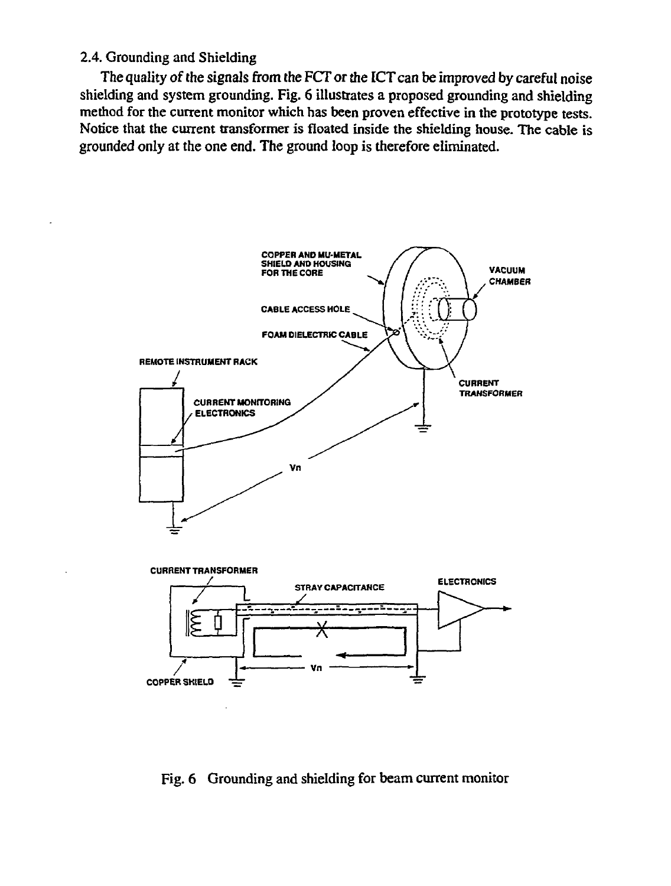## 2.4. Grounding and Shielding

The quality of the signals from the FCT or the ICT can be improved by careful noise shielding and system grounding. Fig. 6 illustrates a proposed grounding and shielding method for the current monitor which has been proven effective in the prototype tests. Notice that the current transformer is floated inside the shielding house. The cable is grounded only at the one end. The ground loop is therefore eliminated.

Fig. 6 Grounding and shielding for beam current monitor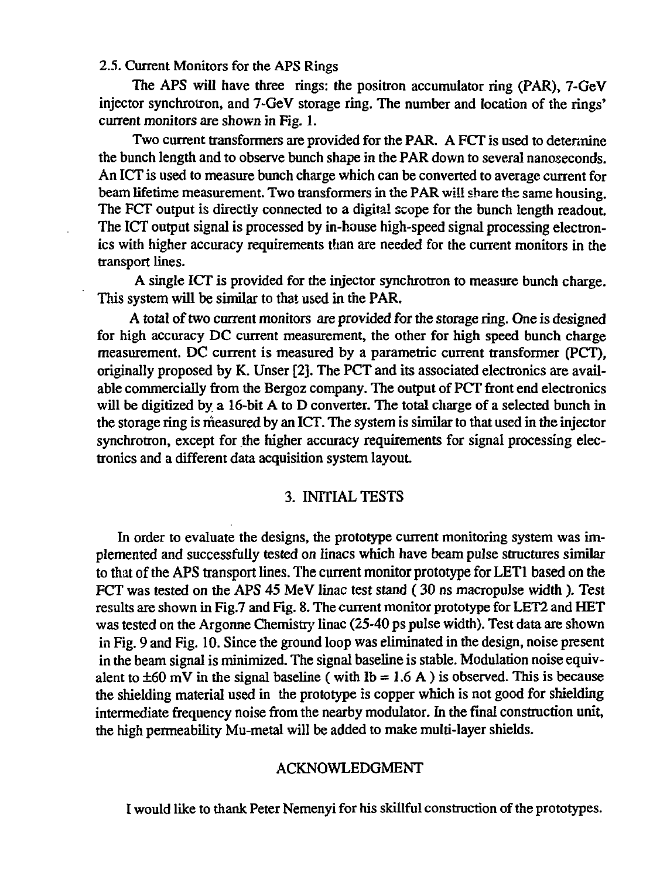### 2.5. Current Monitors for the APS Rings

The APS will have three rings: the positron accumulator ring (PAR), 7-GeV injector synchrotron, and 7-GeV storage ring. The number and location of the rings' current monitors are shown in Fig. 1.

Two current transformers are provided for the PAR. A FCT is used to determine the bunch length and to observe bunch shape in the PAR down to several nanoseconds. An ICT is used to measure bunch charge which can be converted to average current for beam lifetime measurement. Two transformers in the PAR will share the same housing. The FCT output is directly connected to a digital scope for the bunch length readout. The ICT output signal is processed by in-house high-speed signal processing electronics with higher accuracy requirements than are needed for the current monitors in the transport lines.

A single ICT is provided for the injector synchrotron to measure bunch charge. This system will be similar to that used in the PAR.

A total of two current monitors are provided for the storage ring. One is designed for high accuracy DC current measurement, the other for high speed bunch charge measurement. DC current is measured by a parametric current transformer (PCT), originally proposed by K. Unser [2]. The PCT and its associated electronics are available commercially from the Bergoz company. The output of PCT front end electronics will be digitized by a 16-bit A to D converter. The total charge of a selected bunch in the storage ring is measured by an ICT. The system is similar to that used in the injector synchrotron, except for the higher accuracy requirements for signal processing electronics and a different data acquisition system layout.

## 3. INITIAL TESTS

In order to evaluate the designs, the prototype current monitoring system was implemented and successfully tested on linacs which have beam pulse structures similar to that of the APS transport lines. The current monitor prototype for LET1 based on the FCT was tested on the APS 45 MeV linac test stand ( 30 ns macropulse width ). Test results are shown in Fig.7 and Fig. 8. The current monitor prototype for LET2 and HET was tested on the Argonne Chemistry linac (25-40 ps pulse width). Test data are shown in Fig. 9 and Fig. 10. Since the ground loop was eliminated in the design, noise present in the beam signal is minimized. The signal baseline is stable. Modulation noise equivalent to ±60 mV in the signal baseline ( with $I_b = 1.6$ A ) is observed. This is because the shielding material used in the prototype is copper which is not good for shielding intermediate frequency noise from the nearby modulator. In the final construction unit, the high permeability Mu-metal will be added to make multi-layer shields.

## ACKNOWLEDGMENT

I would like to thank Peter Nemenyi for his skillful construction of the prototypes.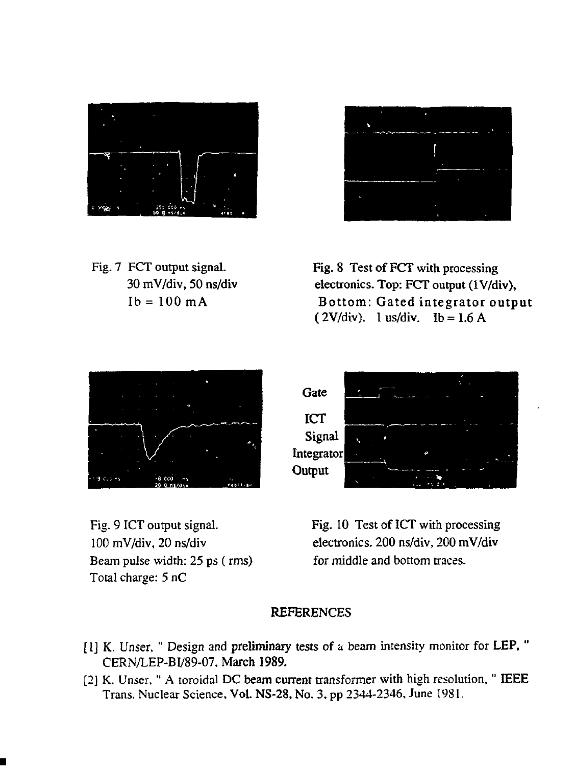Fig. 7 FCT output signal.
30 mV/div, 50 ns/div
Ib = 100 mA

Fig. 8 Test of FCT with processing electronics. Top: FCT output (1V/div), Bottom: Gated integrator output (2V/div). 1 us/div. Ib = 1.6 A

Gate

ICT Signal

Integrator Output

Fig. 9 ICT output signal.
100 mV/div, 20 ns/div
Beam pulse width: 25 ps (rms)
Total charge: 5 nC

Fig. 10 Test of ICT with processing electronics. 200 ns/div, 200 mV/div for middle and bottom traces.

## REFERENCES

[1] K. Unser, " Design and preliminary tests of a beam intensity monitor for LEP, " CERN/LEP-BI/89-07, March 1989.

[2] K. Unser, " A toroidal DC beam current transformer with high resolution, " IEEE Trans. Nuclear Science, Vol. NS-28, No. 3, pp 2344-2346, June 1981.